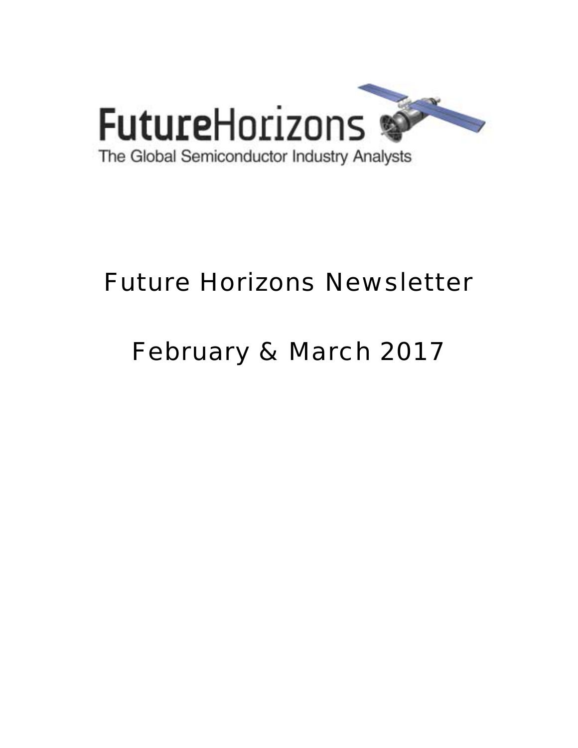FutureHorizons

The Global Semiconductor Industry Analysts

# Future Horizons Newsletter

# February & March 2017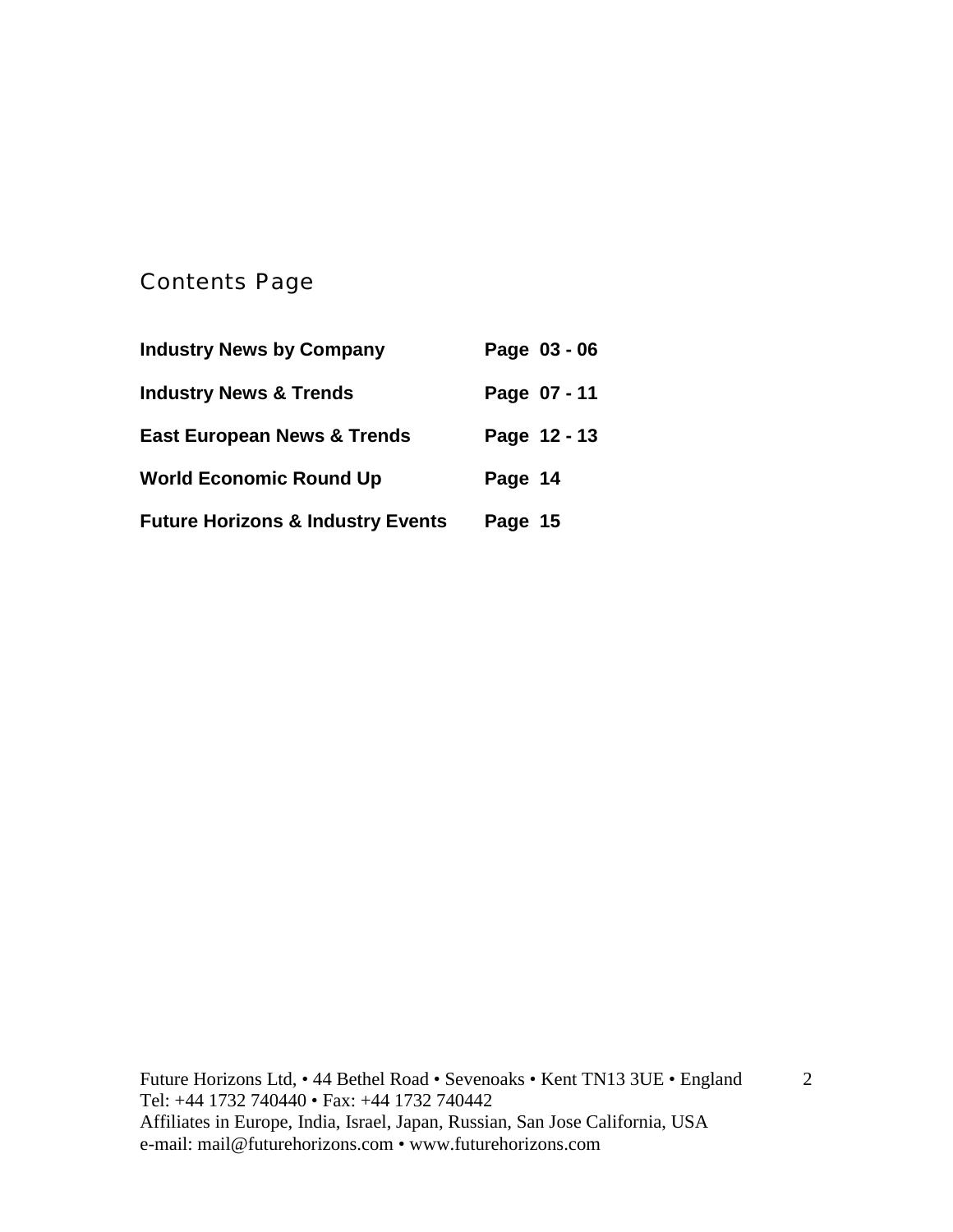# Contents Page

| | |
|---|---|
| **Industry News by Company** | **Page 03 - 06** |
| **Industry News & Trends** | **Page 07 - 11** |
| **East European News & Trends** | **Page 12 - 13** |
| **World Economic Round Up** | **Page 14** |
| **Future Horizons & Industry Events** | **Page 15** |

Future Horizons Ltd, • 44 Bethel Road • Sevenoaks • Kent TN13 3UE • England
Tel: +44 1732 740440 • Fax: +44 1732 740442
Affiliates in Europe, India, Israel, Japan, Russian, San Jose California, USA
e-mail: mail@futurehorizons.com • www.futurehorizons.com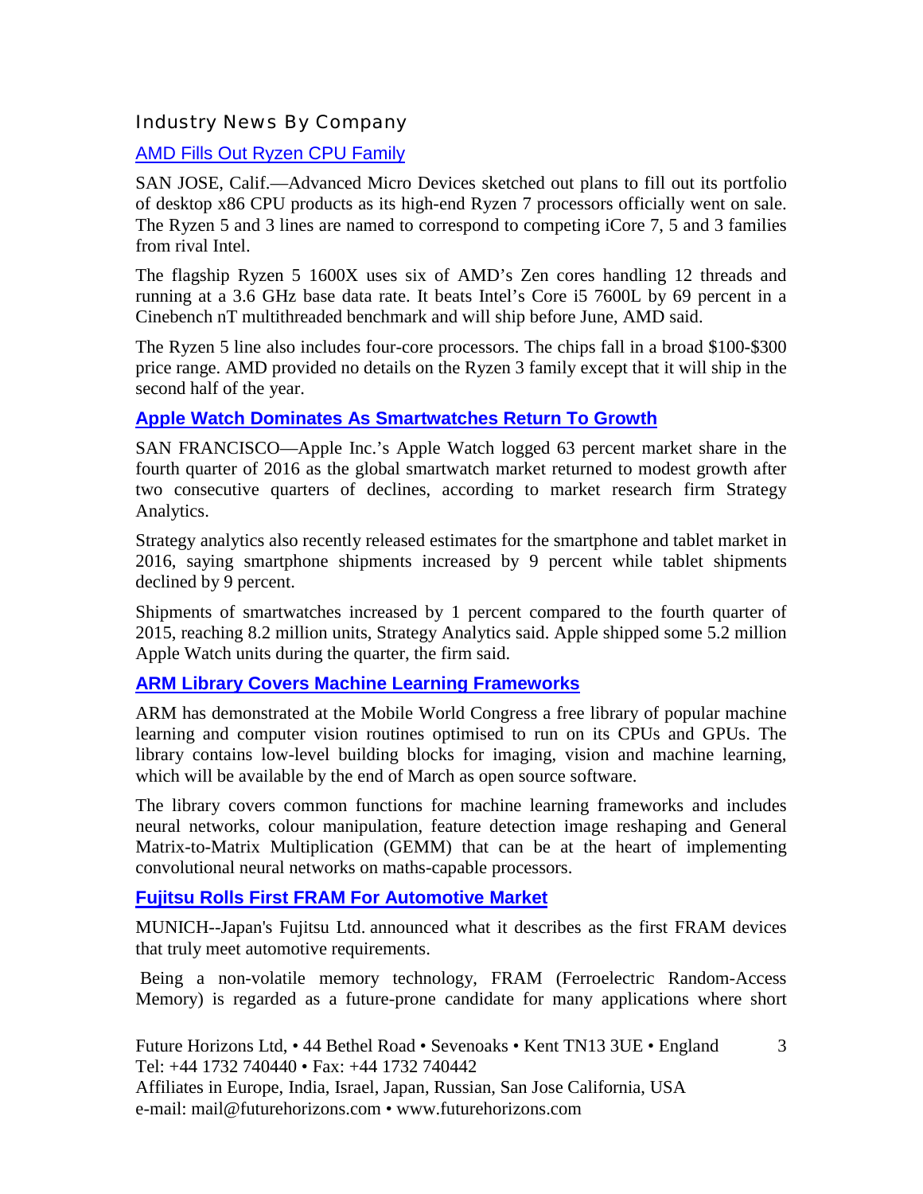## Industry News By Company

### AMD Fills Out Ryzen CPU Family

SAN JOSE, Calif.—Advanced Micro Devices sketched out plans to fill out its portfolio of desktop x86 CPU products as its high-end Ryzen 7 processors officially went on sale. The Ryzen 5 and 3 lines are named to correspond to competing iCore 7, 5 and 3 families from rival Intel.

The flagship Ryzen 5 1600X uses six of AMD's Zen cores handling 12 threads and running at a 3.6 GHz base data rate. It beats Intel's Core i5 7600L by 69 percent in a Cinebench nT multithreaded benchmark and will ship before June, AMD said.

The Ryzen 5 line also includes four-core processors. The chips fall in a broad $100-$300 price range. AMD provided no details on the Ryzen 3 family except that it will ship in the second half of the year.

### Apple Watch Dominates As Smartwatches Return To Growth

SAN FRANCISCO—Apple Inc.'s Apple Watch logged 63 percent market share in the fourth quarter of 2016 as the global smartwatch market returned to modest growth after two consecutive quarters of declines, according to market research firm Strategy Analytics.

Strategy analytics also recently released estimates for the smartphone and tablet market in 2016, saying smartphone shipments increased by 9 percent while tablet shipments declined by 9 percent.

Shipments of smartwatches increased by 1 percent compared to the fourth quarter of 2015, reaching 8.2 million units, Strategy Analytics said. Apple shipped some 5.2 million Apple Watch units during the quarter, the firm said.

### ARM Library Covers Machine Learning Frameworks

ARM has demonstrated at the Mobile World Congress a free library of popular machine learning and computer vision routines optimised to run on its CPUs and GPUs. The library contains low-level building blocks for imaging, vision and machine learning, which will be available by the end of March as open source software.

The library covers common functions for machine learning frameworks and includes neural networks, colour manipulation, feature detection image reshaping and General Matrix-to-Matrix Multiplication (GEMM) that can be at the heart of implementing convolutional neural networks on maths-capable processors.

### Fujitsu Rolls First FRAM For Automotive Market

MUNICH--Japan's Fujitsu Ltd. announced what it describes as the first FRAM devices that truly meet automotive requirements.

Being a non-volatile memory technology, FRAM (Ferroelectric Random-Access Memory) is regarded as a future-prone candidate for many applications where short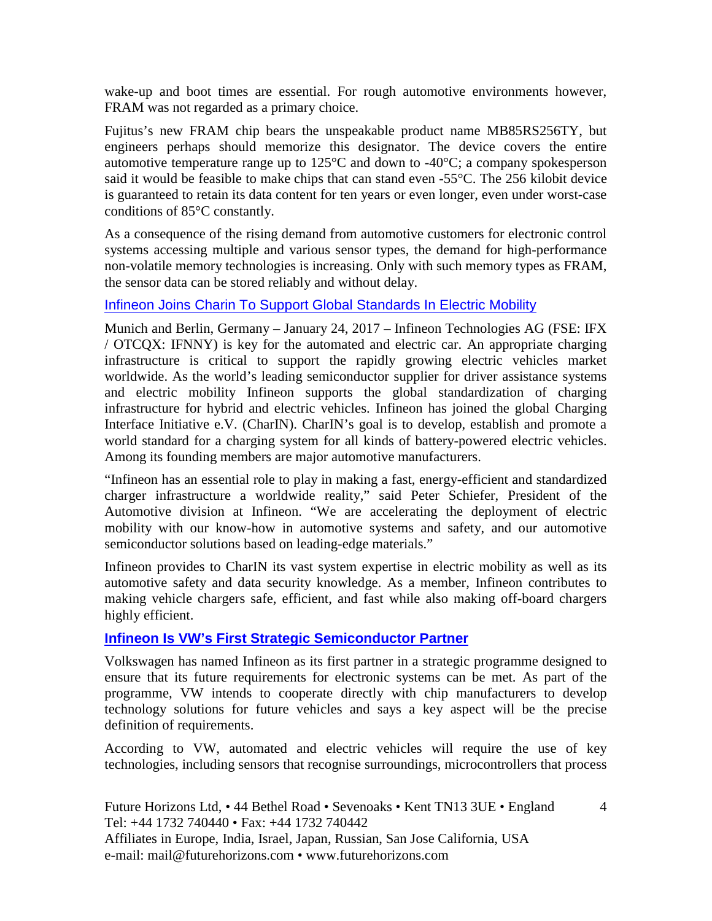wake-up and boot times are essential. For rough automotive environments however, FRAM was not regarded as a primary choice.

Fujitus's new FRAM chip bears the unspeakable product name MB85RS256TY, but engineers perhaps should memorize this designator. The device covers the entire automotive temperature range up to 125°C and down to -40°C; a company spokesperson said it would be feasible to make chips that can stand even -55°C. The 256 kilobit device is guaranteed to retain its data content for ten years or even longer, even under worst-case conditions of 85°C constantly.

As a consequence of the rising demand from automotive customers for electronic control systems accessing multiple and various sensor types, the demand for high-performance non-volatile memory technologies is increasing. Only with such memory types as FRAM, the sensor data can be stored reliably and without delay.

### Infineon Joins Charin To Support Global Standards In Electric Mobility

Munich and Berlin, Germany – January 24, 2017 – Infineon Technologies AG (FSE: IFX / OTCQX: IFNNY) is key for the automated and electric car. An appropriate charging infrastructure is critical to support the rapidly growing electric vehicles market worldwide. As the world's leading semiconductor supplier for driver assistance systems and electric mobility Infineon supports the global standardization of charging infrastructure for hybrid and electric vehicles. Infineon has joined the global Charging Interface Initiative e.V. (CharIN). CharIN's goal is to develop, establish and promote a world standard for a charging system for all kinds of battery-powered electric vehicles. Among its founding members are major automotive manufacturers.

"Infineon has an essential role to play in making a fast, energy-efficient and standardized charger infrastructure a worldwide reality," said Peter Schiefer, President of the Automotive division at Infineon. "We are accelerating the deployment of electric mobility with our know-how in automotive systems and safety, and our automotive semiconductor solutions based on leading-edge materials."

Infineon provides to CharIN its vast system expertise in electric mobility as well as its automotive safety and data security knowledge. As a member, Infineon contributes to making vehicle chargers safe, efficient, and fast while also making off-board chargers highly efficient.

### **Infineon Is VW's First Strategic Semiconductor Partner**

Volkswagen has named Infineon as its first partner in a strategic programme designed to ensure that its future requirements for electronic systems can be met. As part of the programme, VW intends to cooperate directly with chip manufacturers to develop technology solutions for future vehicles and says a key aspect will be the precise definition of requirements.

According to VW, automated and electric vehicles will require the use of key technologies, including sensors that recognise surroundings, microcontrollers that process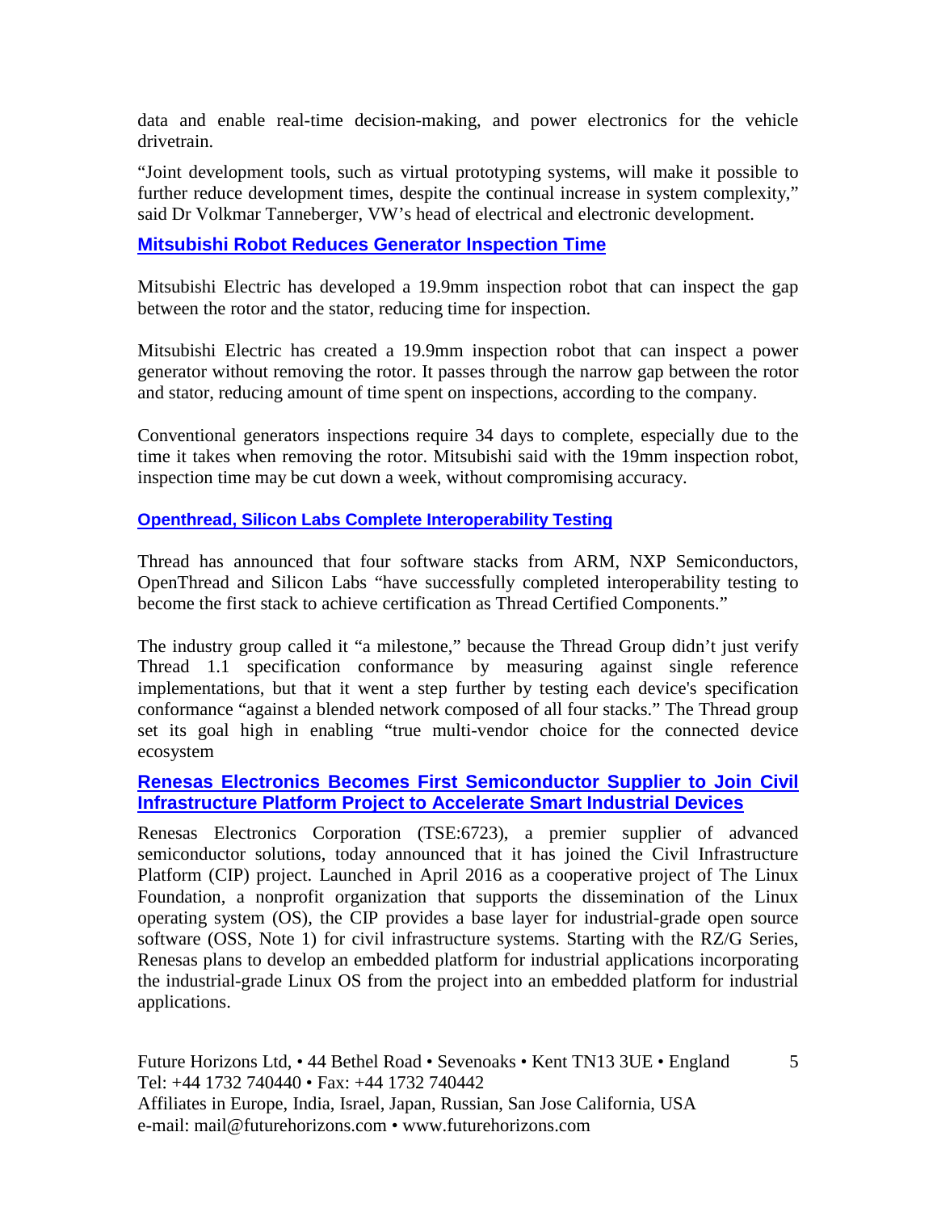data and enable real-time decision-making, and power electronics for the vehicle drivetrain.

"Joint development tools, such as virtual prototyping systems, will make it possible to further reduce development times, despite the continual increase in system complexity," said Dr Volkmar Tanneberger, VW's head of electrical and electronic development.

### Mitsubishi Robot Reduces Generator Inspection Time

Mitsubishi Electric has developed a 19.9mm inspection robot that can inspect the gap between the rotor and the stator, reducing time for inspection.

Mitsubishi Electric has created a 19.9mm inspection robot that can inspect a power generator without removing the rotor. It passes through the narrow gap between the rotor and stator, reducing amount of time spent on inspections, according to the company.

Conventional generators inspections require 34 days to complete, especially due to the time it takes when removing the rotor. Mitsubishi said with the 19mm inspection robot, inspection time may be cut down a week, without compromising accuracy.

### Openthread, Silicon Labs Complete Interoperability Testing

Thread has announced that four software stacks from ARM, NXP Semiconductors, OpenThread and Silicon Labs "have successfully completed interoperability testing to become the first stack to achieve certification as Thread Certified Components."

The industry group called it "a milestone," because the Thread Group didn't just verify Thread 1.1 specification conformance by measuring against single reference implementations, but that it went a step further by testing each device's specification conformance "against a blended network composed of all four stacks." The Thread group set its goal high in enabling "true multi-vendor choice for the connected device ecosystem

### Renesas Electronics Becomes First Semiconductor Supplier to Join Civil Infrastructure Platform Project to Accelerate Smart Industrial Devices

Renesas Electronics Corporation (TSE:6723), a premier supplier of advanced semiconductor solutions, today announced that it has joined the Civil Infrastructure Platform (CIP) project. Launched in April 2016 as a cooperative project of The Linux Foundation, a nonprofit organization that supports the dissemination of the Linux operating system (OS), the CIP provides a base layer for industrial-grade open source software (OSS, Note 1) for civil infrastructure systems. Starting with the RZ/G Series, Renesas plans to develop an embedded platform for industrial applications incorporating the industrial-grade Linux OS from the project into an embedded platform for industrial applications.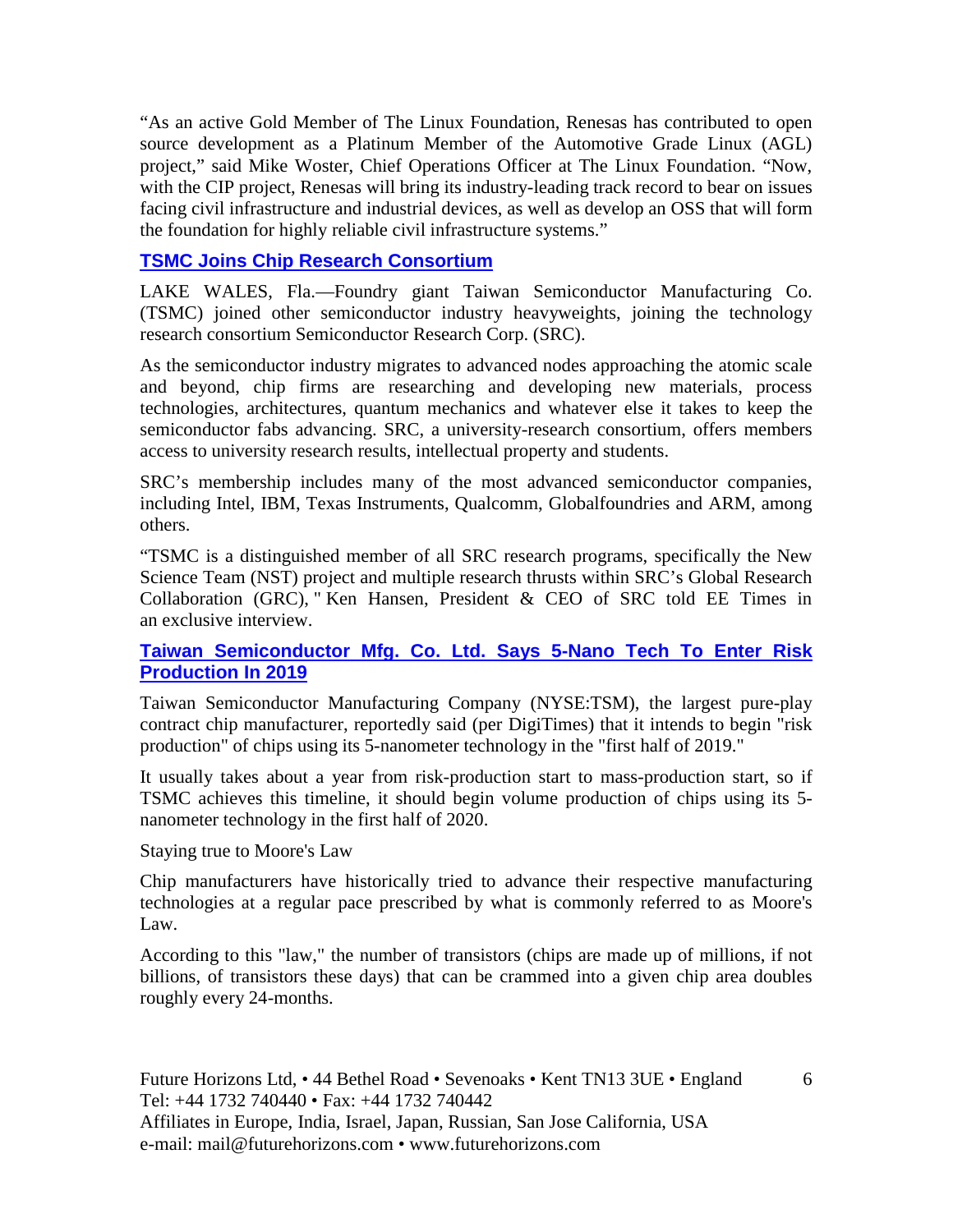"As an active Gold Member of The Linux Foundation, Renesas has contributed to open source development as a Platinum Member of the Automotive Grade Linux (AGL) project," said Mike Woster, Chief Operations Officer at The Linux Foundation. "Now, with the CIP project, Renesas will bring its industry-leading track record to bear on issues facing civil infrastructure and industrial devices, as well as develop an OSS that will form the foundation for highly reliable civil infrastructure systems."

## TSMC Joins Chip Research Consortium

LAKE WALES, Fla.—Foundry giant Taiwan Semiconductor Manufacturing Co. (TSMC) joined other semiconductor industry heavyweights, joining the technology research consortium Semiconductor Research Corp. (SRC).

As the semiconductor industry migrates to advanced nodes approaching the atomic scale and beyond, chip firms are researching and developing new materials, process technologies, architectures, quantum mechanics and whatever else it takes to keep the semiconductor fabs advancing. SRC, a university-research consortium, offers members access to university research results, intellectual property and students.

SRC's membership includes many of the most advanced semiconductor companies, including Intel, IBM, Texas Instruments, Qualcomm, Globalfoundries and ARM, among others.

"TSMC is a distinguished member of all SRC research programs, specifically the New Science Team (NST) project and multiple research thrusts within SRC's Global Research Collaboration (GRC), " Ken Hansen, President & CEO of SRC told EE Times in an exclusive interview.

## Taiwan Semiconductor Mfg. Co. Ltd. Says 5-Nano Tech To Enter Risk Production In 2019

Taiwan Semiconductor Manufacturing Company (NYSE:TSM), the largest pure-play contract chip manufacturer, reportedly said (per DigiTimes) that it intends to begin "risk production" of chips using its 5-nanometer technology in the "first half of 2019."

It usually takes about a year from risk-production start to mass-production start, so if TSMC achieves this timeline, it should begin volume production of chips using its 5-nanometer technology in the first half of 2020.

Staying true to Moore's Law

Chip manufacturers have historically tried to advance their respective manufacturing technologies at a regular pace prescribed by what is commonly referred to as Moore's Law.

According to this "law," the number of transistors (chips are made up of millions, if not billions, of transistors these days) that can be crammed into a given chip area doubles roughly every 24-months.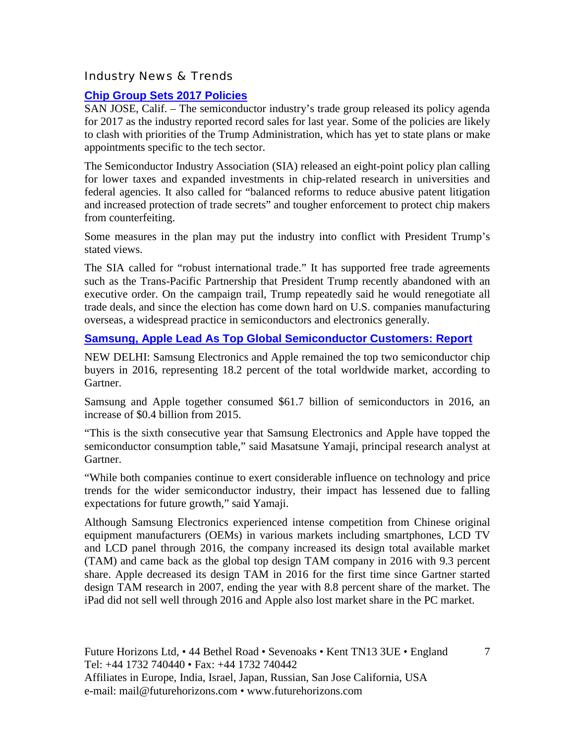## Industry News & Trends

### Chip Group Sets 2017 Policies

SAN JOSE, Calif. – The semiconductor industry's trade group released its policy agenda for 2017 as the industry reported record sales for last year. Some of the policies are likely to clash with priorities of the Trump Administration, which has yet to state plans or make appointments specific to the tech sector.

The Semiconductor Industry Association (SIA) released an eight-point policy plan calling for lower taxes and expanded investments in chip-related research in universities and federal agencies. It also called for "balanced reforms to reduce abusive patent litigation and increased protection of trade secrets" and tougher enforcement to protect chip makers from counterfeiting.

Some measures in the plan may put the industry into conflict with President Trump's stated views.

The SIA called for "robust international trade." It has supported free trade agreements such as the Trans-Pacific Partnership that President Trump recently abandoned with an executive order. On the campaign trail, Trump repeatedly said he would renegotiate all trade deals, and since the election has come down hard on U.S. companies manufacturing overseas, a widespread practice in semiconductors and electronics generally.

### Samsung, Apple Lead As Top Global Semiconductor Customers: Report

NEW DELHI: Samsung Electronics and Apple remained the top two semiconductor chip buyers in 2016, representing 18.2 percent of the total worldwide market, according to Gartner.

Samsung and Apple together consumed $61.7 billion of semiconductors in 2016, an increase of $0.4 billion from 2015.

"This is the sixth consecutive year that Samsung Electronics and Apple have topped the semiconductor consumption table," said Masatsune Yamaji, principal research analyst at Gartner.

"While both companies continue to exert considerable influence on technology and price trends for the wider semiconductor industry, their impact has lessened due to falling expectations for future growth," said Yamaji.

Although Samsung Electronics experienced intense competition from Chinese original equipment manufacturers (OEMs) in various markets including smartphones, LCD TV and LCD panel through 2016, the company increased its design total available market (TAM) and came back as the global top design TAM company in 2016 with 9.3 percent share. Apple decreased its design TAM in 2016 for the first time since Gartner started design TAM research in 2007, ending the year with 8.8 percent share of the market. The iPad did not sell well through 2016 and Apple also lost market share in the PC market.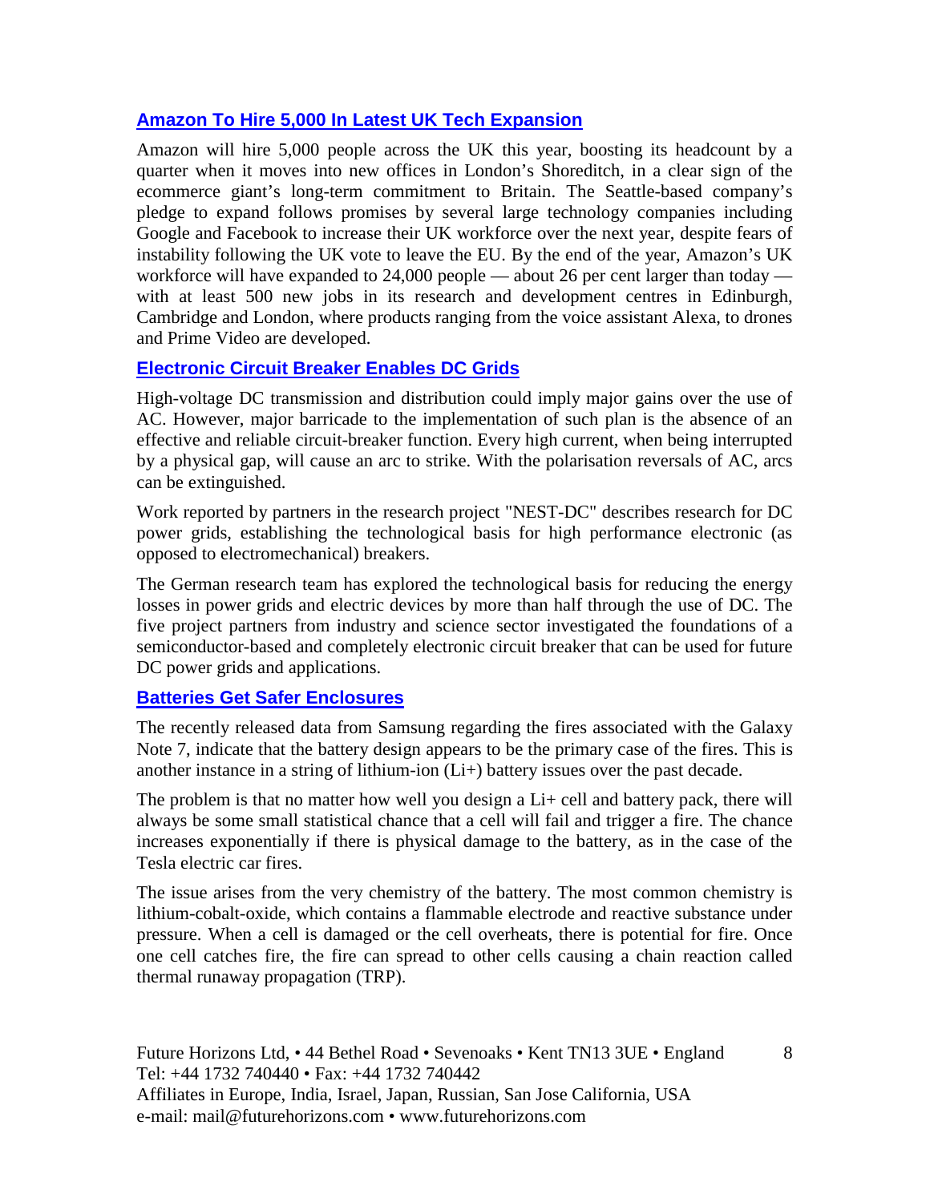## Amazon To Hire 5,000 In Latest UK Tech Expansion

Amazon will hire 5,000 people across the UK this year, boosting its headcount by a quarter when it moves into new offices in London's Shoreditch, in a clear sign of the ecommerce giant's long-term commitment to Britain. The Seattle-based company's pledge to expand follows promises by several large technology companies including Google and Facebook to increase their UK workforce over the next year, despite fears of instability following the UK vote to leave the EU. By the end of the year, Amazon's UK workforce will have expanded to 24,000 people — about 26 per cent larger than today — with at least 500 new jobs in its research and development centres in Edinburgh, Cambridge and London, where products ranging from the voice assistant Alexa, to drones and Prime Video are developed.

## Electronic Circuit Breaker Enables DC Grids

High-voltage DC transmission and distribution could imply major gains over the use of AC. However, major barricade to the implementation of such plan is the absence of an effective and reliable circuit-breaker function. Every high current, when being interrupted by a physical gap, will cause an arc to strike. With the polarisation reversals of AC, arcs can be extinguished.

Work reported by partners in the research project "NEST-DC" describes research for DC power grids, establishing the technological basis for high performance electronic (as opposed to electromechanical) breakers.

The German research team has explored the technological basis for reducing the energy losses in power grids and electric devices by more than half through the use of DC. The five project partners from industry and science sector investigated the foundations of a semiconductor-based and completely electronic circuit breaker that can be used for future DC power grids and applications.

## Batteries Get Safer Enclosures

The recently released data from Samsung regarding the fires associated with the Galaxy Note 7, indicate that the battery design appears to be the primary case of the fires. This is another instance in a string of lithium-ion (Li+) battery issues over the past decade.

The problem is that no matter how well you design a Li+ cell and battery pack, there will always be some small statistical chance that a cell will fail and trigger a fire. The chance increases exponentially if there is physical damage to the battery, as in the case of the Tesla electric car fires.

The issue arises from the very chemistry of the battery. The most common chemistry is lithium-cobalt-oxide, which contains a flammable electrode and reactive substance under pressure. When a cell is damaged or the cell overheats, there is potential for fire. Once one cell catches fire, the fire can spread to other cells causing a chain reaction called thermal runaway propagation (TRP).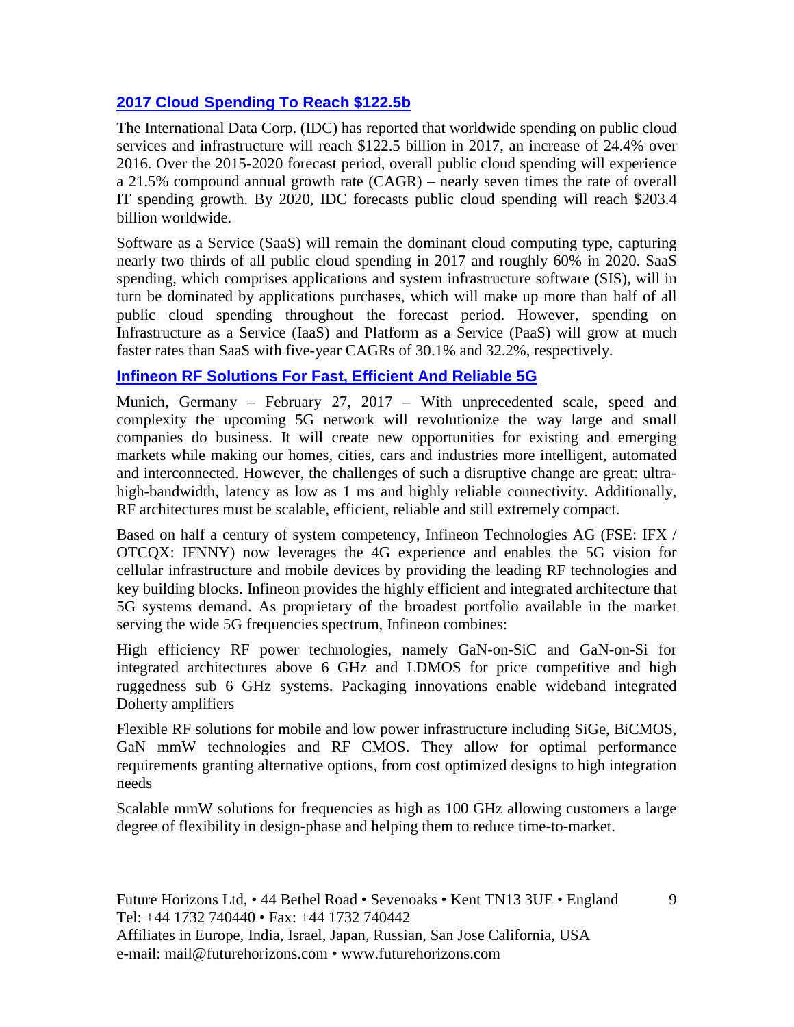## [2017 Cloud Spending To Reach $122.5b]()

The International Data Corp. (IDC) has reported that worldwide spending on public cloud services and infrastructure will reach $122.5 billion in 2017, an increase of 24.4% over 2016. Over the 2015-2020 forecast period, overall public cloud spending will experience a 21.5% compound annual growth rate (CAGR) – nearly seven times the rate of overall IT spending growth. By 2020, IDC forecasts public cloud spending will reach $203.4 billion worldwide.

Software as a Service (SaaS) will remain the dominant cloud computing type, capturing nearly two thirds of all public cloud spending in 2017 and roughly 60% in 2020. SaaS spending, which comprises applications and system infrastructure software (SIS), will in turn be dominated by applications purchases, which will make up more than half of all public cloud spending throughout the forecast period. However, spending on Infrastructure as a Service (IaaS) and Platform as a Service (PaaS) will grow at much faster rates than SaaS with five-year CAGRs of 30.1% and 32.2%, respectively.

## [Infineon RF Solutions For Fast, Efficient And Reliable 5G]()

Munich, Germany – February 27, 2017 – With unprecedented scale, speed and complexity the upcoming 5G network will revolutionize the way large and small companies do business. It will create new opportunities for existing and emerging markets while making our homes, cities, cars and industries more intelligent, automated and interconnected. However, the challenges of such a disruptive change are great: ultra-high-bandwidth, latency as low as 1 ms and highly reliable connectivity. Additionally, RF architectures must be scalable, efficient, reliable and still extremely compact.

Based on half a century of system competency, Infineon Technologies AG (FSE: IFX / OTCQX: IFNNY) now leverages the 4G experience and enables the 5G vision for cellular infrastructure and mobile devices by providing the leading RF technologies and key building blocks. Infineon provides the highly efficient and integrated architecture that 5G systems demand. As proprietary of the broadest portfolio available in the market serving the wide 5G frequencies spectrum, Infineon combines:

High efficiency RF power technologies, namely GaN-on-SiC and GaN-on-Si for integrated architectures above 6 GHz and LDMOS for price competitive and high ruggedness sub 6 GHz systems. Packaging innovations enable wideband integrated Doherty amplifiers

Flexible RF solutions for mobile and low power infrastructure including SiGe, BiCMOS, GaN mmW technologies and RF CMOS. They allow for optimal performance requirements granting alternative options, from cost optimized designs to high integration needs

Scalable mmW solutions for frequencies as high as 100 GHz allowing customers a large degree of flexibility in design-phase and helping them to reduce time-to-market.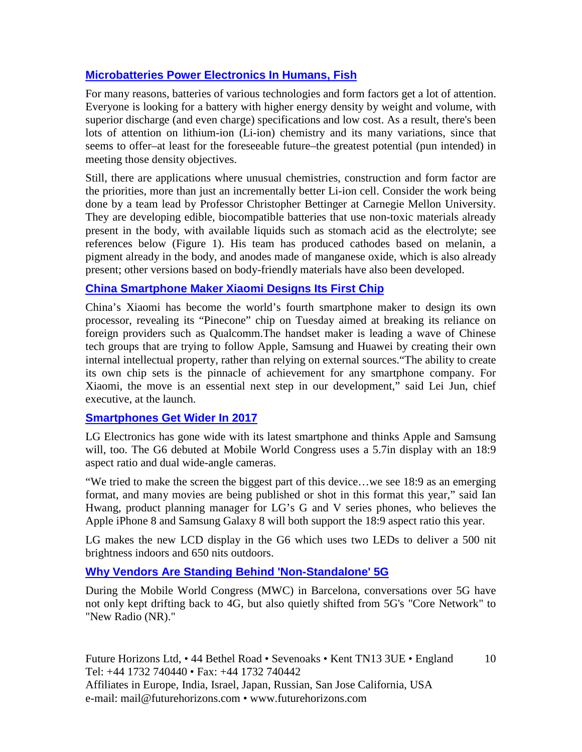## [Microbatteries Power Electronics In Humans, Fish]

For many reasons, batteries of various technologies and form factors get a lot of attention. Everyone is looking for a battery with higher energy density by weight and volume, with superior discharge (and even charge) specifications and low cost. As a result, there's been lots of attention on lithium-ion (Li-ion) chemistry and its many variations, since that seems to offer–at least for the foreseeable future–the greatest potential (pun intended) in meeting those density objectives.

Still, there are applications where unusual chemistries, construction and form factor are the priorities, more than just an incrementally better Li-ion cell. Consider the work being done by a team lead by Professor Christopher Bettinger at Carnegie Mellon University. They are developing edible, biocompatible batteries that use non-toxic materials already present in the body, with available liquids such as stomach acid as the electrolyte; see references below (Figure 1). His team has produced cathodes based on melanin, a pigment already in the body, and anodes made of manganese oxide, which is also already present; other versions based on body-friendly materials have also been developed.

## [China Smartphone Maker Xiaomi Designs Its First Chip]

China's Xiaomi has become the world's fourth smartphone maker to design its own processor, revealing its "Pinecone" chip on Tuesday aimed at breaking its reliance on foreign providers such as Qualcomm.The handset maker is leading a wave of Chinese tech groups that are trying to follow Apple, Samsung and Huawei by creating their own internal intellectual property, rather than relying on external sources."The ability to create its own chip sets is the pinnacle of achievement for any smartphone company. For Xiaomi, the move is an essential next step in our development," said Lei Jun, chief executive, at the launch.

## [Smartphones Get Wider In 2017]

LG Electronics has gone wide with its latest smartphone and thinks Apple and Samsung will, too. The G6 debuted at Mobile World Congress uses a 5.7in display with an 18:9 aspect ratio and dual wide-angle cameras.

"We tried to make the screen the biggest part of this device…we see 18:9 as an emerging format, and many movies are being published or shot in this format this year," said Ian Hwang, product planning manager for LG's G and V series phones, who believes the Apple iPhone 8 and Samsung Galaxy 8 will both support the 18:9 aspect ratio this year.

LG makes the new LCD display in the G6 which uses two LEDs to deliver a 500 nit brightness indoors and 650 nits outdoors.

## [Why Vendors Are Standing Behind 'Non-Standalone' 5G]

During the Mobile World Congress (MWC) in Barcelona, conversations over 5G have not only kept drifting back to 4G, but also quietly shifted from 5G's "Core Network" to "New Radio (NR)."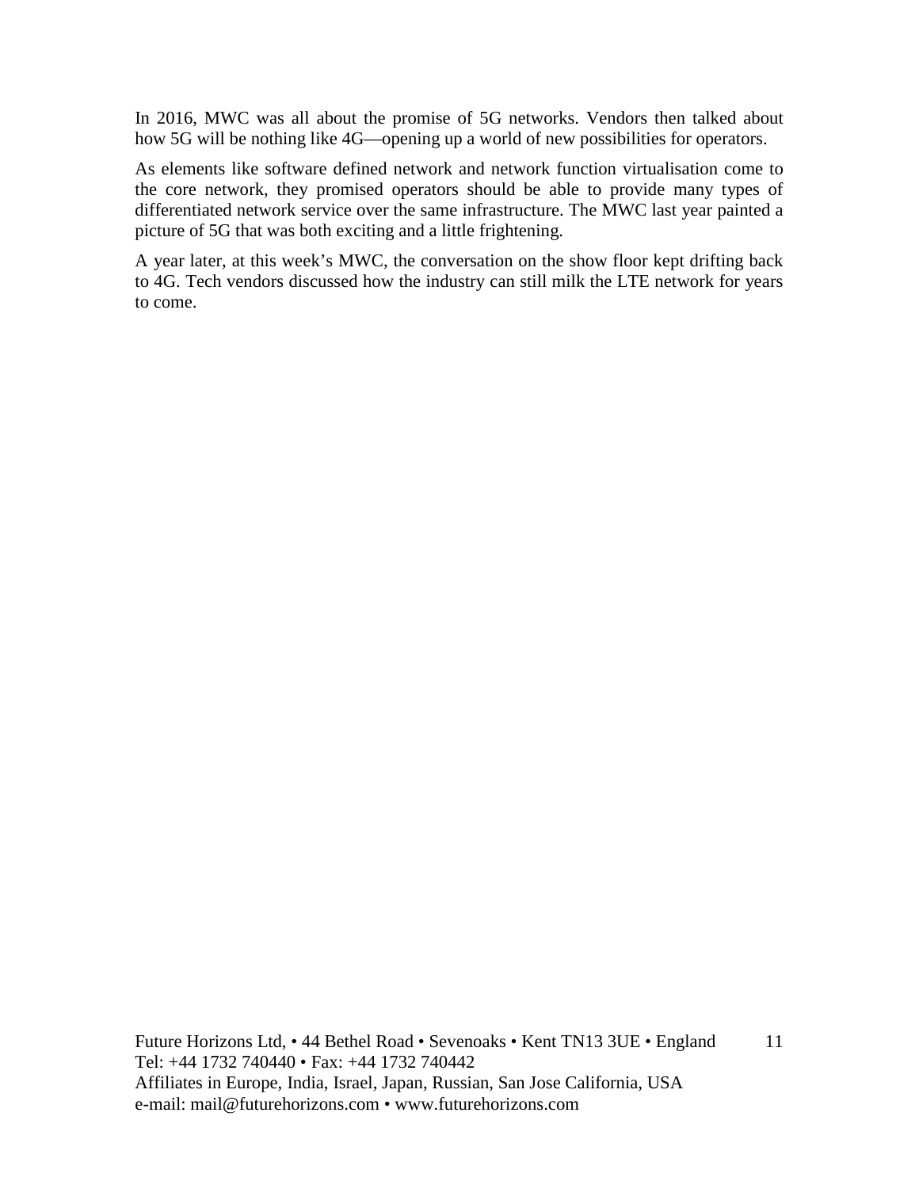In 2016, MWC was all about the promise of 5G networks. Vendors then talked about how 5G will be nothing like 4G—opening up a world of new possibilities for operators.

As elements like software defined network and network function virtualisation come to the core network, they promised operators should be able to provide many types of differentiated network service over the same infrastructure. The MWC last year painted a picture of 5G that was both exciting and a little frightening.

A year later, at this week's MWC, the conversation on the show floor kept drifting back to 4G. Tech vendors discussed how the industry can still milk the LTE network for years to come.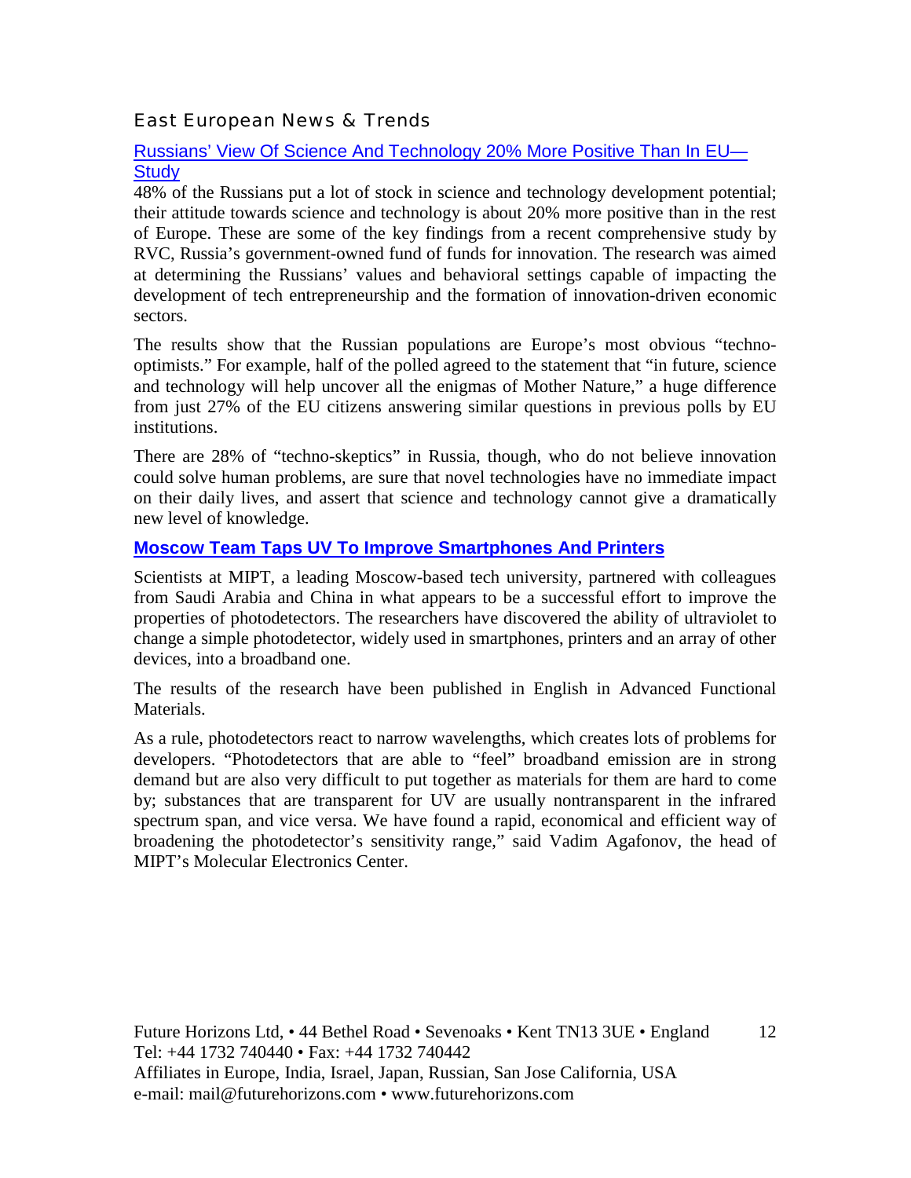## East European News & Trends

### Russians' View Of Science And Technology 20% More Positive Than In EU—Study

48% of the Russians put a lot of stock in science and technology development potential; their attitude towards science and technology is about 20% more positive than in the rest of Europe. These are some of the key findings from a recent comprehensive study by RVC, Russia's government-owned fund of funds for innovation. The research was aimed at determining the Russians' values and behavioral settings capable of impacting the development of tech entrepreneurship and the formation of innovation-driven economic sectors.

The results show that the Russian populations are Europe's most obvious "techno-optimists." For example, half of the polled agreed to the statement that "in future, science and technology will help uncover all the enigmas of Mother Nature," a huge difference from just 27% of the EU citizens answering similar questions in previous polls by EU institutions.

There are 28% of "techno-skeptics" in Russia, though, who do not believe innovation could solve human problems, are sure that novel technologies have no immediate impact on their daily lives, and assert that science and technology cannot give a dramatically new level of knowledge.

### Moscow Team Taps UV To Improve Smartphones And Printers

Scientists at MIPT, a leading Moscow-based tech university, partnered with colleagues from Saudi Arabia and China in what appears to be a successful effort to improve the properties of photodetectors. The researchers have discovered the ability of ultraviolet to change a simple photodetector, widely used in smartphones, printers and an array of other devices, into a broadband one.

The results of the research have been published in English in Advanced Functional Materials.

As a rule, photodetectors react to narrow wavelengths, which creates lots of problems for developers. "Photodetectors that are able to "feel" broadband emission are in strong demand but are also very difficult to put together as materials for them are hard to come by; substances that are transparent for UV are usually nontransparent in the infrared spectrum span, and vice versa. We have found a rapid, economical and efficient way of broadening the photodetector's sensitivity range," said Vadim Agafonov, the head of MIPT's Molecular Electronics Center.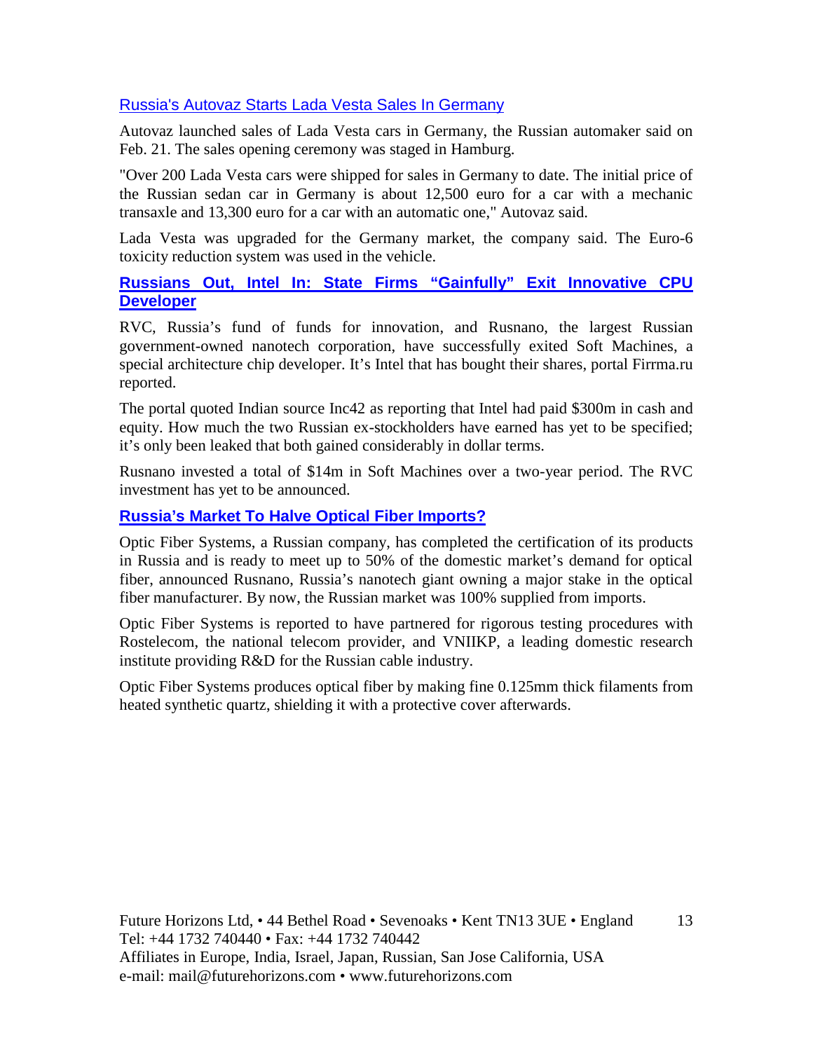## Russia's Autovaz Starts Lada Vesta Sales In Germany

Autovaz launched sales of Lada Vesta cars in Germany, the Russian automaker said on Feb. 21. The sales opening ceremony was staged in Hamburg.

"Over 200 Lada Vesta cars were shipped for sales in Germany to date. The initial price of the Russian sedan car in Germany is about 12,500 euro for a car with a mechanic transaxle and 13,300 euro for a car with an automatic one," Autovaz said.

Lada Vesta was upgraded for the Germany market, the company said. The Euro-6 toxicity reduction system was used in the vehicle.

## **Russians Out, Intel In: State Firms "Gainfully" Exit Innovative CPU Developer**

RVC, Russia's fund of funds for innovation, and Rusnano, the largest Russian government-owned nanotech corporation, have successfully exited Soft Machines, a special architecture chip developer. It's Intel that has bought their shares, portal Firrma.ru reported.

The portal quoted Indian source Inc42 as reporting that Intel had paid $300m in cash and equity. How much the two Russian ex-stockholders have earned has yet to be specified; it's only been leaked that both gained considerably in dollar terms.

Rusnano invested a total of $14m in Soft Machines over a two-year period. The RVC investment has yet to be announced.

## **Russia's Market To Halve Optical Fiber Imports?**

Optic Fiber Systems, a Russian company, has completed the certification of its products in Russia and is ready to meet up to 50% of the domestic market's demand for optical fiber, announced Rusnano, Russia's nanotech giant owning a major stake in the optical fiber manufacturer. By now, the Russian market was 100% supplied from imports.

Optic Fiber Systems is reported to have partnered for rigorous testing procedures with Rostelecom, the national telecom provider, and VNIIKP, a leading domestic research institute providing R&D for the Russian cable industry.

Optic Fiber Systems produces optical fiber by making fine 0.125mm thick filaments from heated synthetic quartz, shielding it with a protective cover afterwards.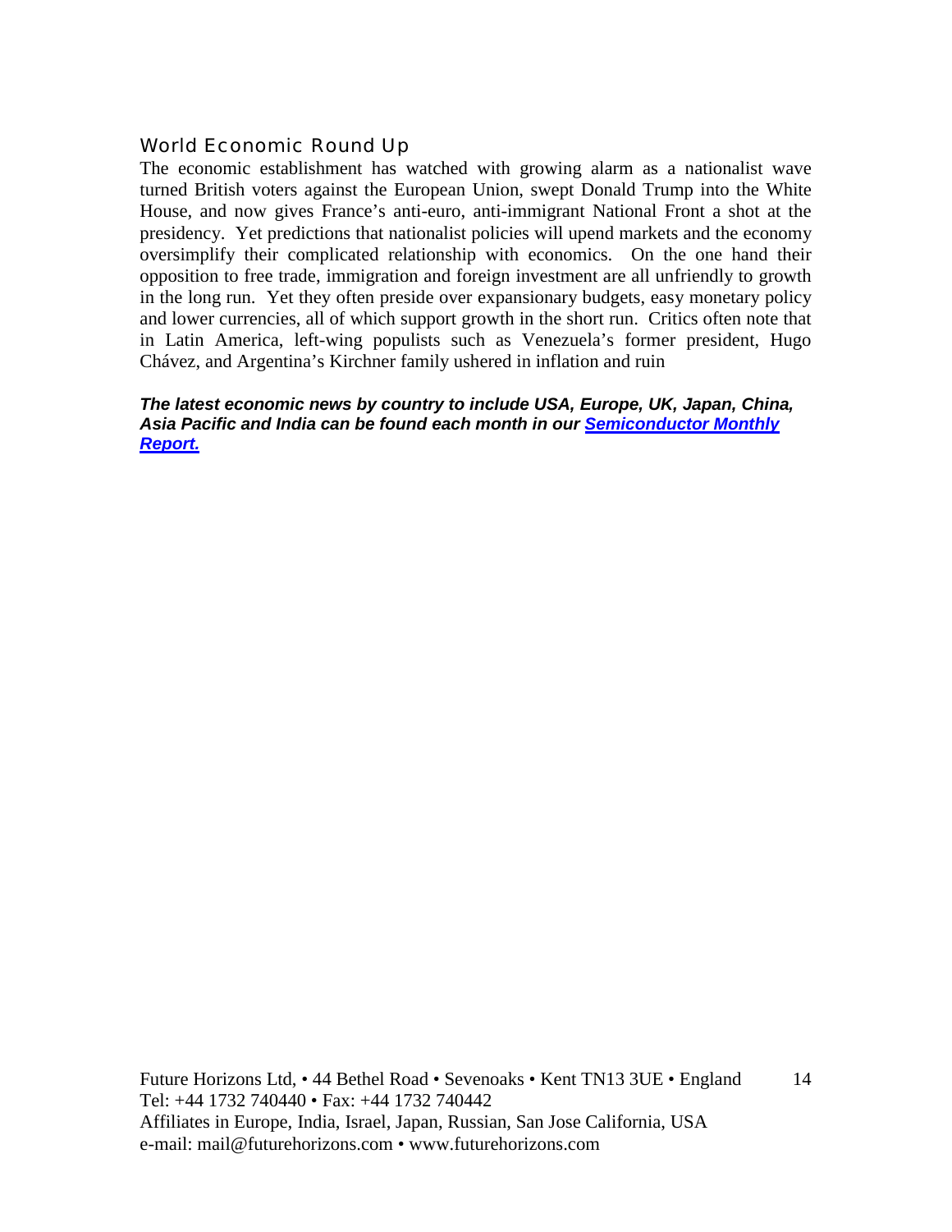## World Economic Round Up

The economic establishment has watched with growing alarm as a nationalist wave turned British voters against the European Union, swept Donald Trump into the White House, and now gives France's anti-euro, anti-immigrant National Front a shot at the presidency. Yet predictions that nationalist policies will upend markets and the economy oversimplify their complicated relationship with economics. On the one hand their opposition to free trade, immigration and foreign investment are all unfriendly to growth in the long run. Yet they often preside over expansionary budgets, easy monetary policy and lower currencies, all of which support growth in the short run. Critics often note that in Latin America, left-wing populists such as Venezuela's former president, Hugo Chávez, and Argentina's Kirchner family ushered in inflation and ruin

***The latest economic news by country to include USA, Europe, UK, Japan, China, Asia Pacific and India can be found each month in our Semiconductor Monthly Report.***

Future Horizons Ltd, • 44 Bethel Road • Sevenoaks • Kent TN13 3UE • England
Tel: +44 1732 740440 • Fax: +44 1732 740442
Affiliates in Europe, India, Israel, Japan, Russian, San Jose California, USA
e-mail: mail@futurehorizons.com • www.futurehorizons.com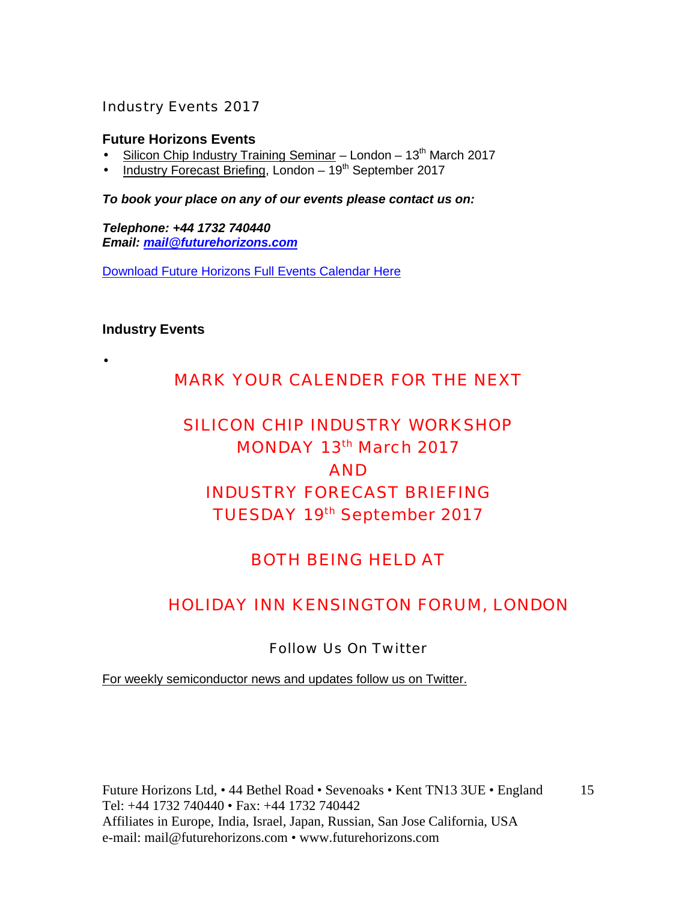## Industry Events 2017

### Future Horizons Events

- Silicon Chip Industry Training Seminar – London – 13th March 2017
- Industry Forecast Briefing, London – 19th September 2017

***To book your place on any of our events please contact us on:***

***Telephone: +44 1732 740440***
***Email: mail@futurehorizons.com***

Download Future Horizons Full Events Calendar Here

### Industry Events

- MARK YOUR CALENDER FOR THE NEXT

  SILICON CHIP INDUSTRY WORKSHOP
  MONDAY 13th March 2017
  AND
  INDUSTRY FORECAST BRIEFING
  TUESDAY 19th September 2017

  BOTH BEING HELD AT

  HOLIDAY INN KENSINGTON FORUM, LONDON

## Follow Us On Twitter

For weekly semiconductor news and updates follow us on Twitter.

Future Horizons Ltd, • 44 Bethel Road • Sevenoaks • Kent TN13 3UE • England
Tel: +44 1732 740440 • Fax: +44 1732 740442
Affiliates in Europe, India, Israel, Japan, Russian, San Jose California, USA
e-mail: mail@futurehorizons.com • www.futurehorizons.com